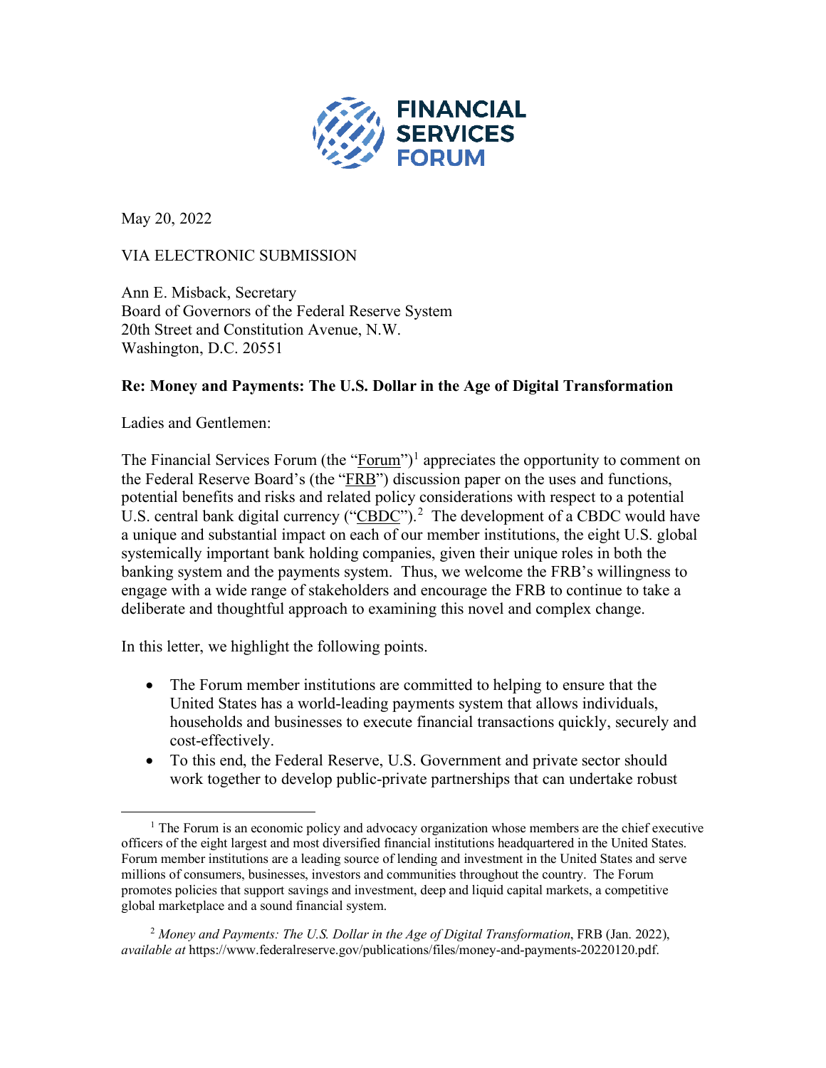FINANCIAL SERVICES FORUM

May 20, 2022

VIA ELECTRONIC SUBMISSION

Ann E. Misback, Secretary
Board of Governors of the Federal Reserve System
20th Street and Constitution Avenue, N.W.
Washington, D.C. 20551

**Re: Money and Payments: The U.S. Dollar in the Age of Digital Transformation**

Ladies and Gentlemen:

The Financial Services Forum (the "Forum")[1] appreciates the opportunity to comment on the Federal Reserve Board's (the "FRB") discussion paper on the uses and functions, potential benefits and risks and related policy considerations with respect to a potential U.S. central bank digital currency ("CBDC").[2] The development of a CBDC would have a unique and substantial impact on each of our member institutions, the eight U.S. global systemically important bank holding companies, given their unique roles in both the banking system and the payments system. Thus, we welcome the FRB's willingness to engage with a wide range of stakeholders and encourage the FRB to continue to take a deliberate and thoughtful approach to examining this novel and complex change.

In this letter, we highlight the following points.

- The Forum member institutions are committed to helping to ensure that the United States has a world-leading payments system that allows individuals, households and businesses to execute financial transactions quickly, securely and cost-effectively.
- To this end, the Federal Reserve, U.S. Government and private sector should work together to develop public-private partnerships that can undertake robust

[1] The Forum is an economic policy and advocacy organization whose members are the chief executive officers of the eight largest and most diversified financial institutions headquartered in the United States. Forum member institutions are a leading source of lending and investment in the United States and serve millions of consumers, businesses, investors and communities throughout the country. The Forum promotes policies that support savings and investment, deep and liquid capital markets, a competitive global marketplace and a sound financial system.

[2] *Money and Payments: The U.S. Dollar in the Age of Digital Transformation*, FRB (Jan. 2022), *available at* https://www.federalreserve.gov/publications/files/money-and-payments-20220120.pdf.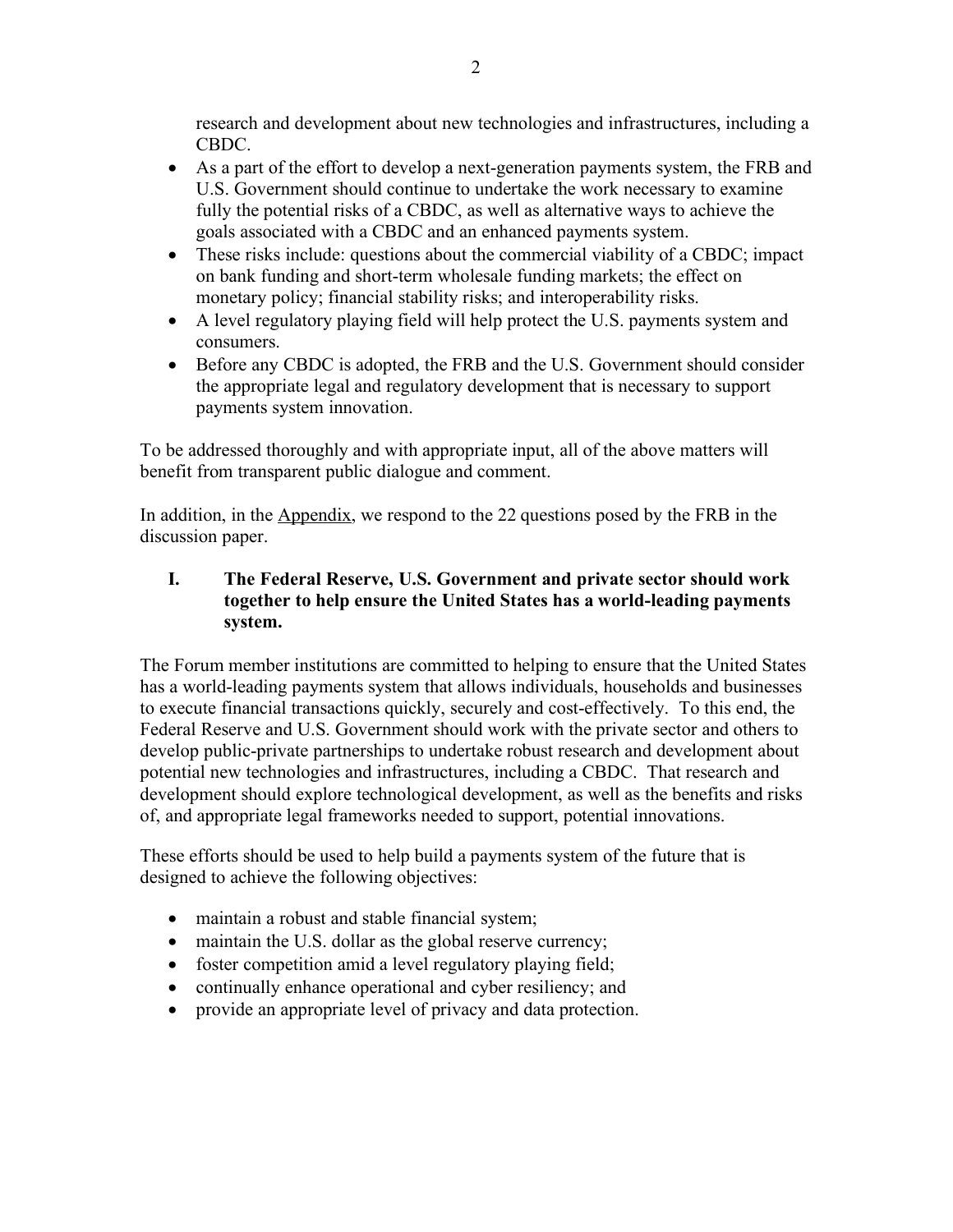research and development about new technologies and infrastructures, including a CBDC.

- As a part of the effort to develop a next-generation payments system, the FRB and U.S. Government should continue to undertake the work necessary to examine fully the potential risks of a CBDC, as well as alternative ways to achieve the goals associated with a CBDC and an enhanced payments system.
- These risks include: questions about the commercial viability of a CBDC; impact on bank funding and short-term wholesale funding markets; the effect on monetary policy; financial stability risks; and interoperability risks.
- A level regulatory playing field will help protect the U.S. payments system and consumers.
- Before any CBDC is adopted, the FRB and the U.S. Government should consider the appropriate legal and regulatory development that is necessary to support payments system innovation.

To be addressed thoroughly and with appropriate input, all of the above matters will benefit from transparent public dialogue and comment.

In addition, in the Appendix, we respond to the 22 questions posed by the FRB in the discussion paper.

## I. The Federal Reserve, U.S. Government and private sector should work together to help ensure the United States has a world-leading payments system.

The Forum member institutions are committed to helping to ensure that the United States has a world-leading payments system that allows individuals, households and businesses to execute financial transactions quickly, securely and cost-effectively. To this end, the Federal Reserve and U.S. Government should work with the private sector and others to develop public-private partnerships to undertake robust research and development about potential new technologies and infrastructures, including a CBDC. That research and development should explore technological development, as well as the benefits and risks of, and appropriate legal frameworks needed to support, potential innovations.

These efforts should be used to help build a payments system of the future that is designed to achieve the following objectives:

- maintain a robust and stable financial system;
- maintain the U.S. dollar as the global reserve currency;
- foster competition amid a level regulatory playing field;
- continually enhance operational and cyber resiliency; and
- provide an appropriate level of privacy and data protection.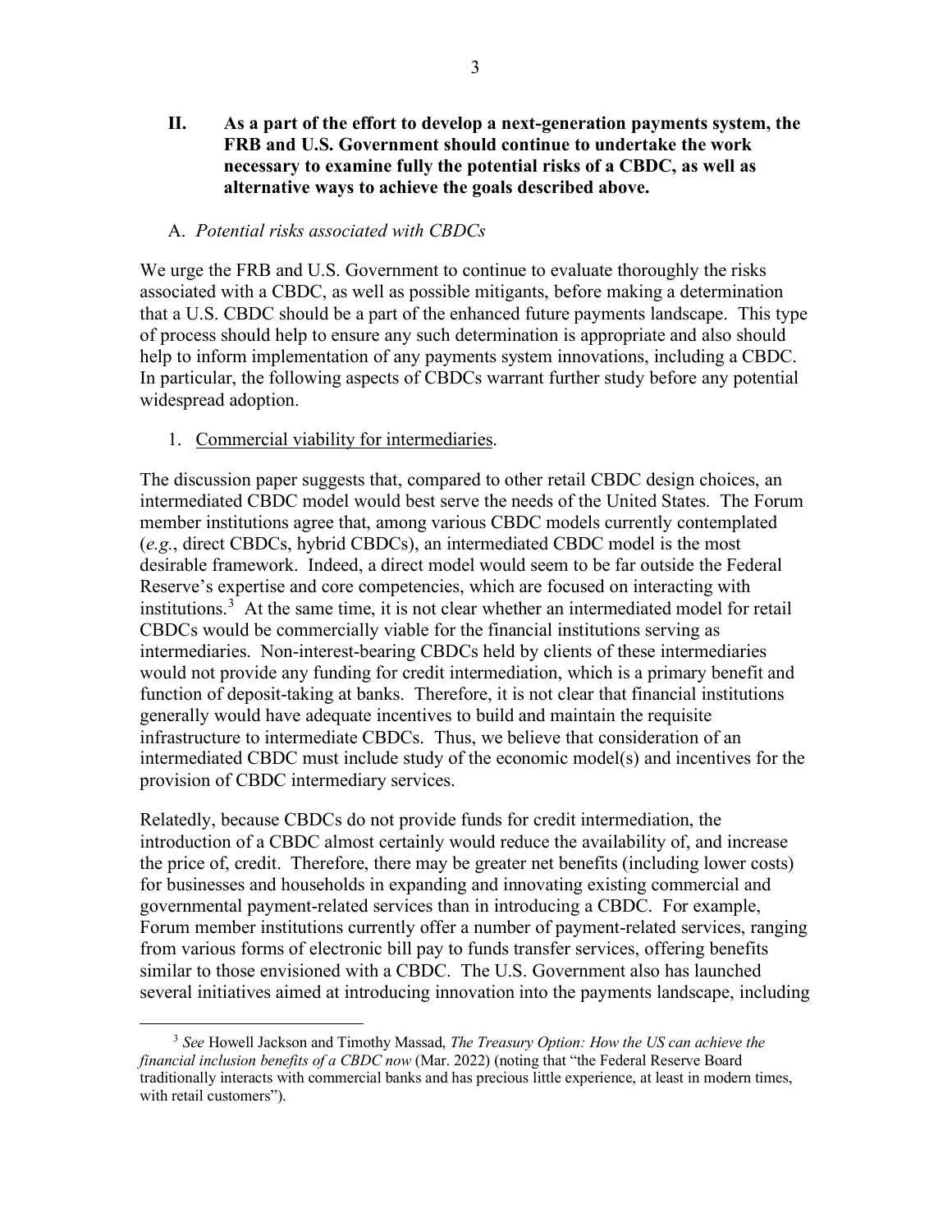## II. As a part of the effort to develop a next-generation payments system, the FRB and U.S. Government should continue to undertake the work necessary to examine fully the potential risks of a CBDC, as well as alternative ways to achieve the goals described above.

### A. *Potential risks associated with CBDCs*

We urge the FRB and U.S. Government to continue to evaluate thoroughly the risks associated with a CBDC, as well as possible mitigants, before making a determination that a U.S. CBDC should be a part of the enhanced future payments landscape. This type of process should help to ensure any such determination is appropriate and also should help to inform implementation of any payments system innovations, including a CBDC. In particular, the following aspects of CBDCs warrant further study before any potential widespread adoption.

1. Commercial viability for intermediaries.

The discussion paper suggests that, compared to other retail CBDC design choices, an intermediated CBDC model would best serve the needs of the United States. The Forum member institutions agree that, among various CBDC models currently contemplated (*e.g.*, direct CBDCs, hybrid CBDCs), an intermediated CBDC model is the most desirable framework. Indeed, a direct model would seem to be far outside the Federal Reserve's expertise and core competencies, which are focused on interacting with institutions.[3] At the same time, it is not clear whether an intermediated model for retail CBDCs would be commercially viable for the financial institutions serving as intermediaries. Non-interest-bearing CBDCs held by clients of these intermediaries would not provide any funding for credit intermediation, which is a primary benefit and function of deposit-taking at banks. Therefore, it is not clear that financial institutions generally would have adequate incentives to build and maintain the requisite infrastructure to intermediate CBDCs. Thus, we believe that consideration of an intermediated CBDC must include study of the economic model(s) and incentives for the provision of CBDC intermediary services.

Relatedly, because CBDCs do not provide funds for credit intermediation, the introduction of a CBDC almost certainly would reduce the availability of, and increase the price of, credit. Therefore, there may be greater net benefits (including lower costs) for businesses and households in expanding and innovating existing commercial and governmental payment-related services than in introducing a CBDC. For example, Forum member institutions currently offer a number of payment-related services, ranging from various forms of electronic bill pay to funds transfer services, offering benefits similar to those envisioned with a CBDC. The U.S. Government also has launched several initiatives aimed at introducing innovation into the payments landscape, including

[3] *See* Howell Jackson and Timothy Massad, *The Treasury Option: How the US can achieve the financial inclusion benefits of a CBDC now* (Mar. 2022) (noting that "the Federal Reserve Board traditionally interacts with commercial banks and has precious little experience, at least in modern times, with retail customers").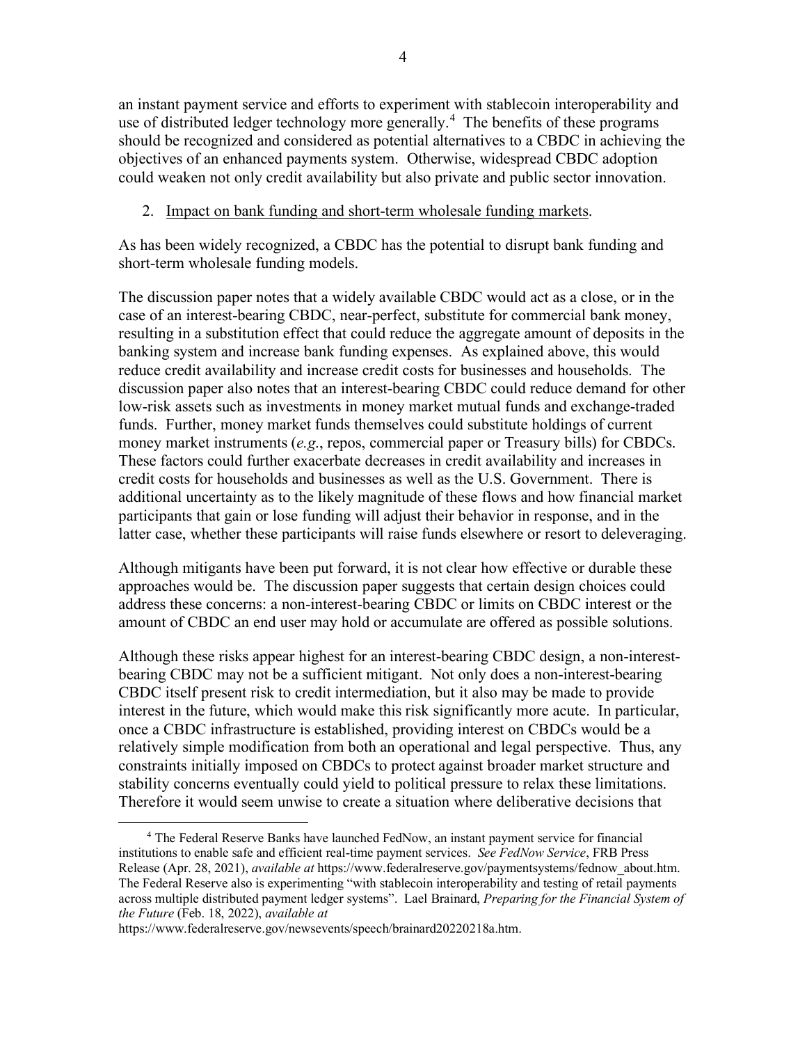an instant payment service and efforts to experiment with stablecoin interoperability and use of distributed ledger technology more generally.[4] The benefits of these programs should be recognized and considered as potential alternatives to a CBDC in achieving the objectives of an enhanced payments system. Otherwise, widespread CBDC adoption could weaken not only credit availability but also private and public sector innovation.

2. <u>Impact on bank funding and short-term wholesale funding markets</u>.

As has been widely recognized, a CBDC has the potential to disrupt bank funding and short-term wholesale funding models.

The discussion paper notes that a widely available CBDC would act as a close, or in the case of an interest-bearing CBDC, near-perfect, substitute for commercial bank money, resulting in a substitution effect that could reduce the aggregate amount of deposits in the banking system and increase bank funding expenses. As explained above, this would reduce credit availability and increase credit costs for businesses and households. The discussion paper also notes that an interest-bearing CBDC could reduce demand for other low-risk assets such as investments in money market mutual funds and exchange-traded funds. Further, money market funds themselves could substitute holdings of current money market instruments (*e.g.*, repos, commercial paper or Treasury bills) for CBDCs. These factors could further exacerbate decreases in credit availability and increases in credit costs for households and businesses as well as the U.S. Government. There is additional uncertainty as to the likely magnitude of these flows and how financial market participants that gain or lose funding will adjust their behavior in response, and in the latter case, whether these participants will raise funds elsewhere or resort to deleveraging.

Although mitigants have been put forward, it is not clear how effective or durable these approaches would be. The discussion paper suggests that certain design choices could address these concerns: a non-interest-bearing CBDC or limits on CBDC interest or the amount of CBDC an end user may hold or accumulate are offered as possible solutions.

Although these risks appear highest for an interest-bearing CBDC design, a non-interest-bearing CBDC may not be a sufficient mitigant. Not only does a non-interest-bearing CBDC itself present risk to credit intermediation, but it also may be made to provide interest in the future, which would make this risk significantly more acute. In particular, once a CBDC infrastructure is established, providing interest on CBDCs would be a relatively simple modification from both an operational and legal perspective. Thus, any constraints initially imposed on CBDCs to protect against broader market structure and stability concerns eventually could yield to political pressure to relax these limitations. Therefore it would seem unwise to create a situation where deliberative decisions that

---

[4] The Federal Reserve Banks have launched FedNow, an instant payment service for financial institutions to enable safe and efficient real-time payment services. *See FedNow Service*, FRB Press Release (Apr. 28, 2021), *available at* https://www.federalreserve.gov/paymentsystems/fednow_about.htm. The Federal Reserve also is experimenting "with stablecoin interoperability and testing of retail payments across multiple distributed payment ledger systems". Lael Brainard, *Preparing for the Financial System of the Future* (Feb. 18, 2022), *available at* https://www.federalreserve.gov/newsevents/speech/brainard20220218a.htm.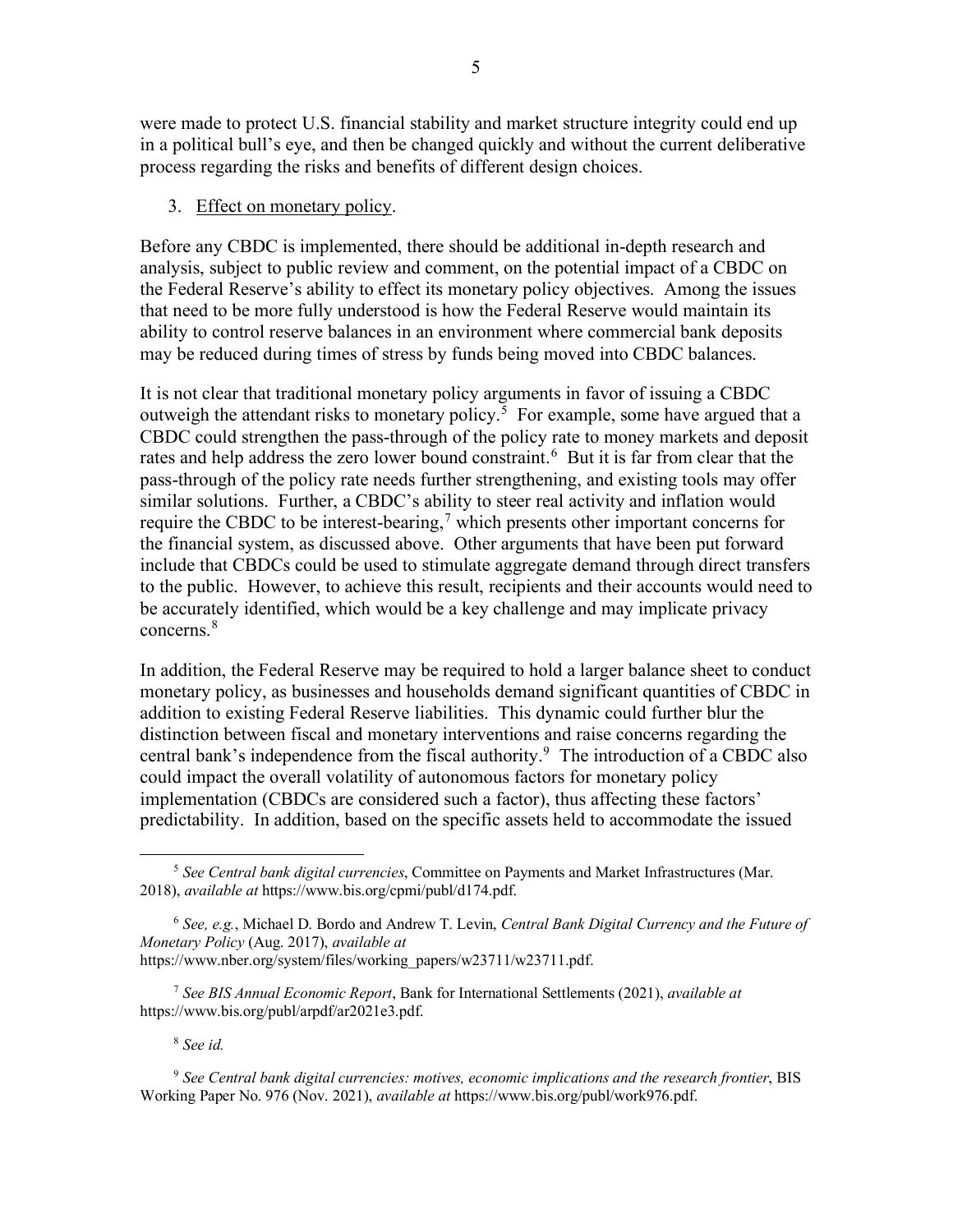were made to protect U.S. financial stability and market structure integrity could end up in a political bull's eye, and then be changed quickly and without the current deliberative process regarding the risks and benefits of different design choices.

3. Effect on monetary policy.

Before any CBDC is implemented, there should be additional in-depth research and analysis, subject to public review and comment, on the potential impact of a CBDC on the Federal Reserve's ability to effect its monetary policy objectives. Among the issues that need to be more fully understood is how the Federal Reserve would maintain its ability to control reserve balances in an environment where commercial bank deposits may be reduced during times of stress by funds being moved into CBDC balances.

It is not clear that traditional monetary policy arguments in favor of issuing a CBDC outweigh the attendant risks to monetary policy.[5] For example, some have argued that a CBDC could strengthen the pass-through of the policy rate to money markets and deposit rates and help address the zero lower bound constraint.[6] But it is far from clear that the pass-through of the policy rate needs further strengthening, and existing tools may offer similar solutions. Further, a CBDC's ability to steer real activity and inflation would require the CBDC to be interest-bearing,[7] which presents other important concerns for the financial system, as discussed above. Other arguments that have been put forward include that CBDCs could be used to stimulate aggregate demand through direct transfers to the public. However, to achieve this result, recipients and their accounts would need to be accurately identified, which would be a key challenge and may implicate privacy concerns.[8]

In addition, the Federal Reserve may be required to hold a larger balance sheet to conduct monetary policy, as businesses and households demand significant quantities of CBDC in addition to existing Federal Reserve liabilities. This dynamic could further blur the distinction between fiscal and monetary interventions and raise concerns regarding the central bank's independence from the fiscal authority.[9] The introduction of a CBDC also could impact the overall volatility of autonomous factors for monetary policy implementation (CBDCs are considered such a factor), thus affecting these factors' predictability. In addition, based on the specific assets held to accommodate the issued

---

[5] *See Central bank digital currencies*, Committee on Payments and Market Infrastructures (Mar. 2018), *available at* https://www.bis.org/cpmi/publ/d174.pdf.

[6] *See, e.g.*, Michael D. Bordo and Andrew T. Levin, *Central Bank Digital Currency and the Future of Monetary Policy* (Aug. 2017), *available at* https://www.nber.org/system/files/working_papers/w23711/w23711.pdf.

[7] *See BIS Annual Economic Report*, Bank for International Settlements (2021), *available at* https://www.bis.org/publ/arpdf/ar2021e3.pdf.

[8] *See id.*

[9] *See Central bank digital currencies: motives, economic implications and the research frontier*, BIS Working Paper No. 976 (Nov. 2021), *available at* https://www.bis.org/publ/work976.pdf.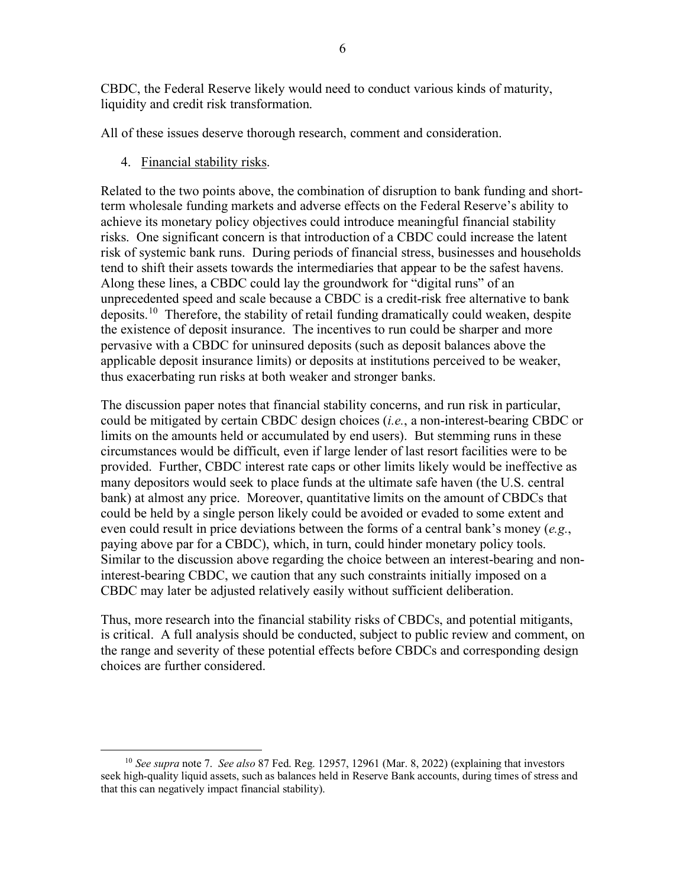CBDC, the Federal Reserve likely would need to conduct various kinds of maturity, liquidity and credit risk transformation.

All of these issues deserve thorough research, comment and consideration.

4. Financial stability risks.

Related to the two points above, the combination of disruption to bank funding and short-term wholesale funding markets and adverse effects on the Federal Reserve's ability to achieve its monetary policy objectives could introduce meaningful financial stability risks. One significant concern is that introduction of a CBDC could increase the latent risk of systemic bank runs. During periods of financial stress, businesses and households tend to shift their assets towards the intermediaries that appear to be the safest havens. Along these lines, a CBDC could lay the groundwork for "digital runs" of an unprecedented speed and scale because a CBDC is a credit-risk free alternative to bank deposits.[10] Therefore, the stability of retail funding dramatically could weaken, despite the existence of deposit insurance. The incentives to run could be sharper and more pervasive with a CBDC for uninsured deposits (such as deposit balances above the applicable deposit insurance limits) or deposits at institutions perceived to be weaker, thus exacerbating run risks at both weaker and stronger banks.

The discussion paper notes that financial stability concerns, and run risk in particular, could be mitigated by certain CBDC design choices (*i.e.*, a non-interest-bearing CBDC or limits on the amounts held or accumulated by end users). But stemming runs in these circumstances would be difficult, even if large lender of last resort facilities were to be provided. Further, CBDC interest rate caps or other limits likely would be ineffective as many depositors would seek to place funds at the ultimate safe haven (the U.S. central bank) at almost any price. Moreover, quantitative limits on the amount of CBDCs that could be held by a single person likely could be avoided or evaded to some extent and even could result in price deviations between the forms of a central bank's money (*e.g.*, paying above par for a CBDC), which, in turn, could hinder monetary policy tools. Similar to the discussion above regarding the choice between an interest-bearing and non-interest-bearing CBDC, we caution that any such constraints initially imposed on a CBDC may later be adjusted relatively easily without sufficient deliberation.

Thus, more research into the financial stability risks of CBDCs, and potential mitigants, is critical. A full analysis should be conducted, subject to public review and comment, on the range and severity of these potential effects before CBDCs and corresponding design choices are further considered.

---

[10] *See supra* note 7. *See also* 87 Fed. Reg. 12957, 12961 (Mar. 8, 2022) (explaining that investors seek high-quality liquid assets, such as balances held in Reserve Bank accounts, during times of stress and that this can negatively impact financial stability).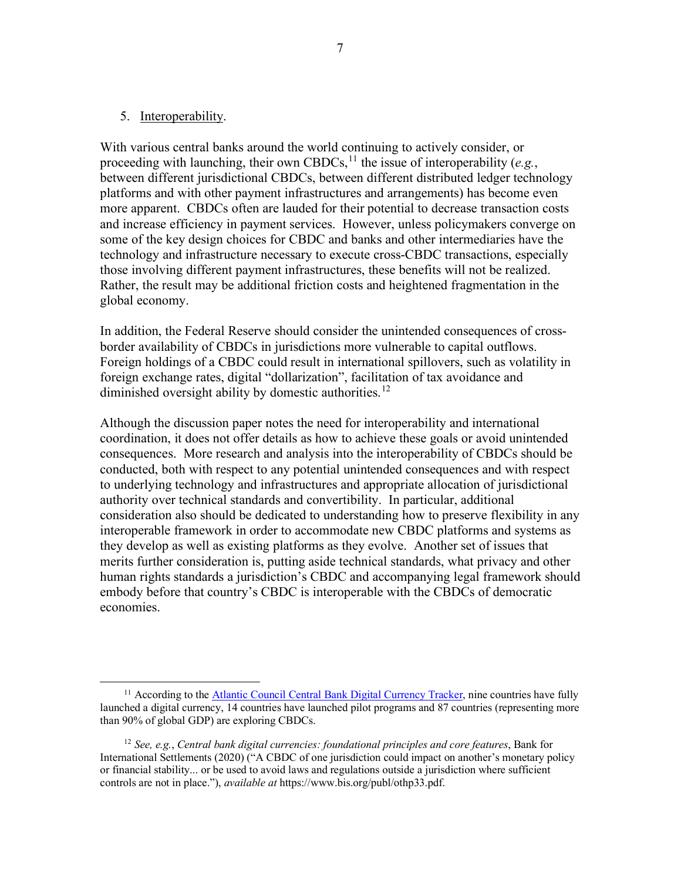5. Interoperability.

With various central banks around the world continuing to actively consider, or proceeding with launching, their own CBDCs,[11] the issue of interoperability (*e.g.*, between different jurisdictional CBDCs, between different distributed ledger technology platforms and with other payment infrastructures and arrangements) has become even more apparent. CBDCs often are lauded for their potential to decrease transaction costs and increase efficiency in payment services. However, unless policymakers converge on some of the key design choices for CBDC and banks and other intermediaries have the technology and infrastructure necessary to execute cross-CBDC transactions, especially those involving different payment infrastructures, these benefits will not be realized. Rather, the result may be additional friction costs and heightened fragmentation in the global economy.

In addition, the Federal Reserve should consider the unintended consequences of cross-border availability of CBDCs in jurisdictions more vulnerable to capital outflows. Foreign holdings of a CBDC could result in international spillovers, such as volatility in foreign exchange rates, digital "dollarization", facilitation of tax avoidance and diminished oversight ability by domestic authorities.[12]

Although the discussion paper notes the need for interoperability and international coordination, it does not offer details as how to achieve these goals or avoid unintended consequences. More research and analysis into the interoperability of CBDCs should be conducted, both with respect to any potential unintended consequences and with respect to underlying technology and infrastructures and appropriate allocation of jurisdictional authority over technical standards and convertibility. In particular, additional consideration also should be dedicated to understanding how to preserve flexibility in any interoperable framework in order to accommodate new CBDC platforms and systems as they develop as well as existing platforms as they evolve. Another set of issues that merits further consideration is, putting aside technical standards, what privacy and other human rights standards a jurisdiction's CBDC and accompanying legal framework should embody before that country's CBDC is interoperable with the CBDCs of democratic economies.

---

[11] According to the Atlantic Council Central Bank Digital Currency Tracker, nine countries have fully launched a digital currency, 14 countries have launched pilot programs and 87 countries (representing more than 90% of global GDP) are exploring CBDCs.

[12] *See, e.g.*, *Central bank digital currencies: foundational principles and core features*, Bank for International Settlements (2020) ("A CBDC of one jurisdiction could impact on another's monetary policy or financial stability... or be used to avoid laws and regulations outside a jurisdiction where sufficient controls are not in place."), *available at* https://www.bis.org/publ/othp33.pdf.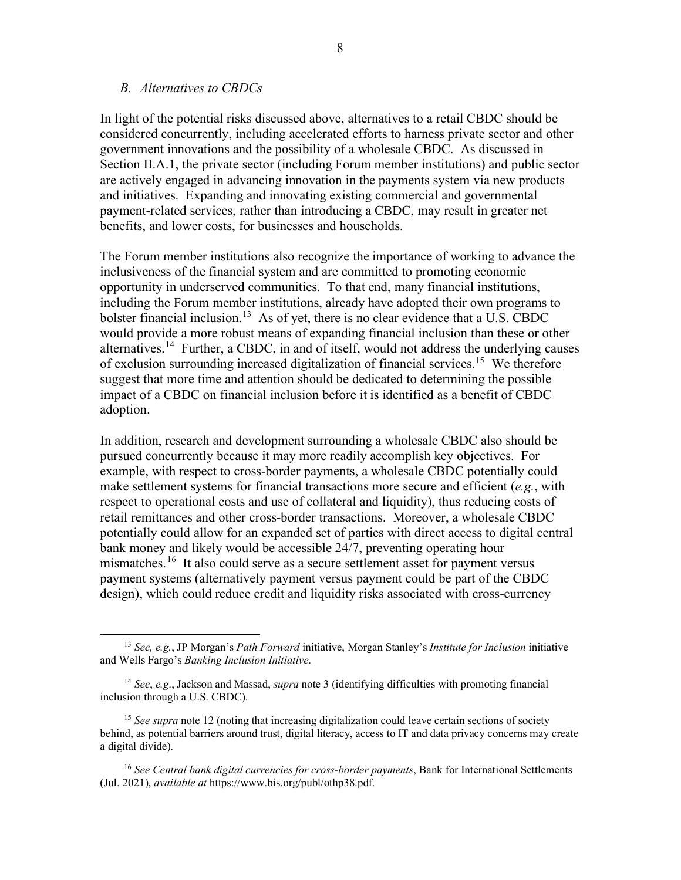### *B. Alternatives to CBDCs*

In light of the potential risks discussed above, alternatives to a retail CBDC should be considered concurrently, including accelerated efforts to harness private sector and other government innovations and the possibility of a wholesale CBDC. As discussed in Section II.A.1, the private sector (including Forum member institutions) and public sector are actively engaged in advancing innovation in the payments system via new products and initiatives. Expanding and innovating existing commercial and governmental payment-related services, rather than introducing a CBDC, may result in greater net benefits, and lower costs, for businesses and households.

The Forum member institutions also recognize the importance of working to advance the inclusiveness of the financial system and are committed to promoting economic opportunity in underserved communities. To that end, many financial institutions, including the Forum member institutions, already have adopted their own programs to bolster financial inclusion.[13] As of yet, there is no clear evidence that a U.S. CBDC would provide a more robust means of expanding financial inclusion than these or other alternatives.[14] Further, a CBDC, in and of itself, would not address the underlying causes of exclusion surrounding increased digitalization of financial services.[15] We therefore suggest that more time and attention should be dedicated to determining the possible impact of a CBDC on financial inclusion before it is identified as a benefit of CBDC adoption.

In addition, research and development surrounding a wholesale CBDC also should be pursued concurrently because it may more readily accomplish key objectives. For example, with respect to cross-border payments, a wholesale CBDC potentially could make settlement systems for financial transactions more secure and efficient (*e.g.*, with respect to operational costs and use of collateral and liquidity), thus reducing costs of retail remittances and other cross-border transactions. Moreover, a wholesale CBDC potentially could allow for an expanded set of parties with direct access to digital central bank money and likely would be accessible 24/7, preventing operating hour mismatches.[16] It also could serve as a secure settlement asset for payment versus payment systems (alternatively payment versus payment could be part of the CBDC design), which could reduce credit and liquidity risks associated with cross-currency

---

[13] *See, e.g.*, JP Morgan's *Path Forward* initiative, Morgan Stanley's *Institute for Inclusion* initiative and Wells Fargo's *Banking Inclusion Initiative*.

[14] *See*, *e.g*., Jackson and Massad, *supra* note 3 (identifying difficulties with promoting financial inclusion through a U.S. CBDC).

[15] *See supra* note 12 (noting that increasing digitalization could leave certain sections of society behind, as potential barriers around trust, digital literacy, access to IT and data privacy concerns may create a digital divide).

[16] *See Central bank digital currencies for cross-border payments*, Bank for International Settlements (Jul. 2021), *available at* https://www.bis.org/publ/othp38.pdf.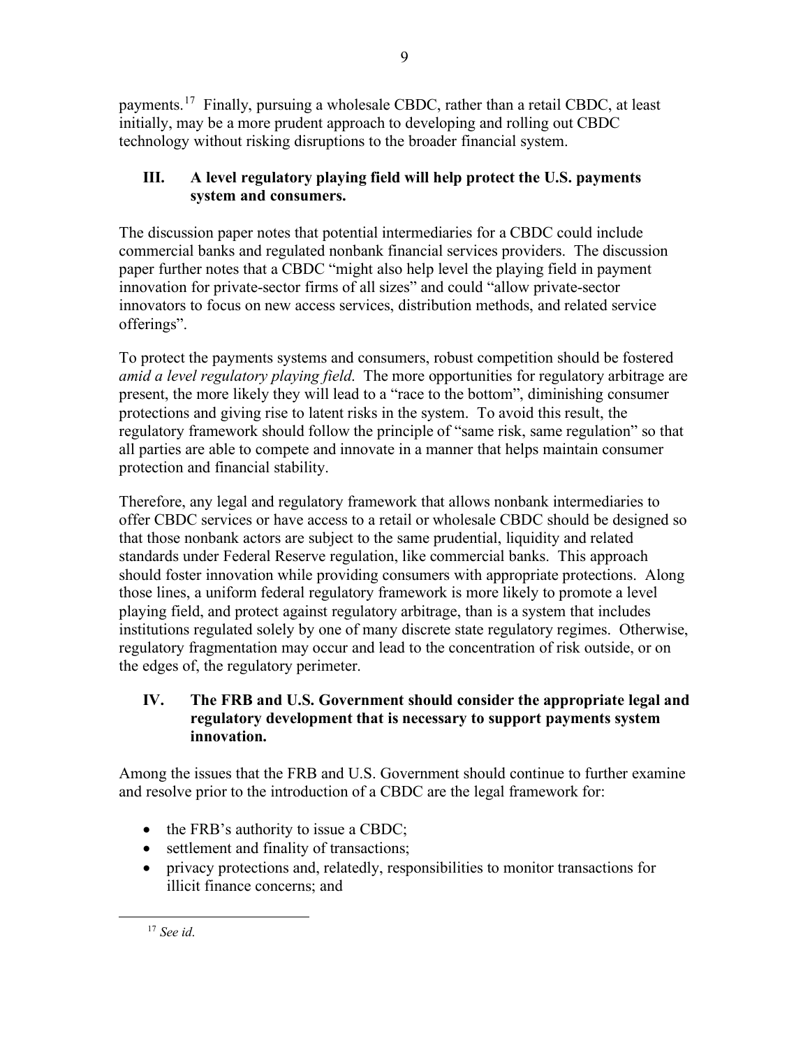payments.[17] Finally, pursuing a wholesale CBDC, rather than a retail CBDC, at least initially, may be a more prudent approach to developing and rolling out CBDC technology without risking disruptions to the broader financial system.

## III. A level regulatory playing field will help protect the U.S. payments system and consumers.

The discussion paper notes that potential intermediaries for a CBDC could include commercial banks and regulated nonbank financial services providers. The discussion paper further notes that a CBDC "might also help level the playing field in payment innovation for private-sector firms of all sizes" and could "allow private-sector innovators to focus on new access services, distribution methods, and related service offerings".

To protect the payments systems and consumers, robust competition should be fostered *amid a level regulatory playing field*. The more opportunities for regulatory arbitrage are present, the more likely they will lead to a "race to the bottom", diminishing consumer protections and giving rise to latent risks in the system. To avoid this result, the regulatory framework should follow the principle of "same risk, same regulation" so that all parties are able to compete and innovate in a manner that helps maintain consumer protection and financial stability.

Therefore, any legal and regulatory framework that allows nonbank intermediaries to offer CBDC services or have access to a retail or wholesale CBDC should be designed so that those nonbank actors are subject to the same prudential, liquidity and related standards under Federal Reserve regulation, like commercial banks. This approach should foster innovation while providing consumers with appropriate protections. Along those lines, a uniform federal regulatory framework is more likely to promote a level playing field, and protect against regulatory arbitrage, than is a system that includes institutions regulated solely by one of many discrete state regulatory regimes. Otherwise, regulatory fragmentation may occur and lead to the concentration of risk outside, or on the edges of, the regulatory perimeter.

## IV. The FRB and U.S. Government should consider the appropriate legal and regulatory development that is necessary to support payments system innovation.

Among the issues that the FRB and U.S. Government should continue to further examine and resolve prior to the introduction of a CBDC are the legal framework for:

- the FRB's authority to issue a CBDC;
- settlement and finality of transactions;
- privacy protections and, relatedly, responsibilities to monitor transactions for illicit finance concerns; and

[17] *See id*.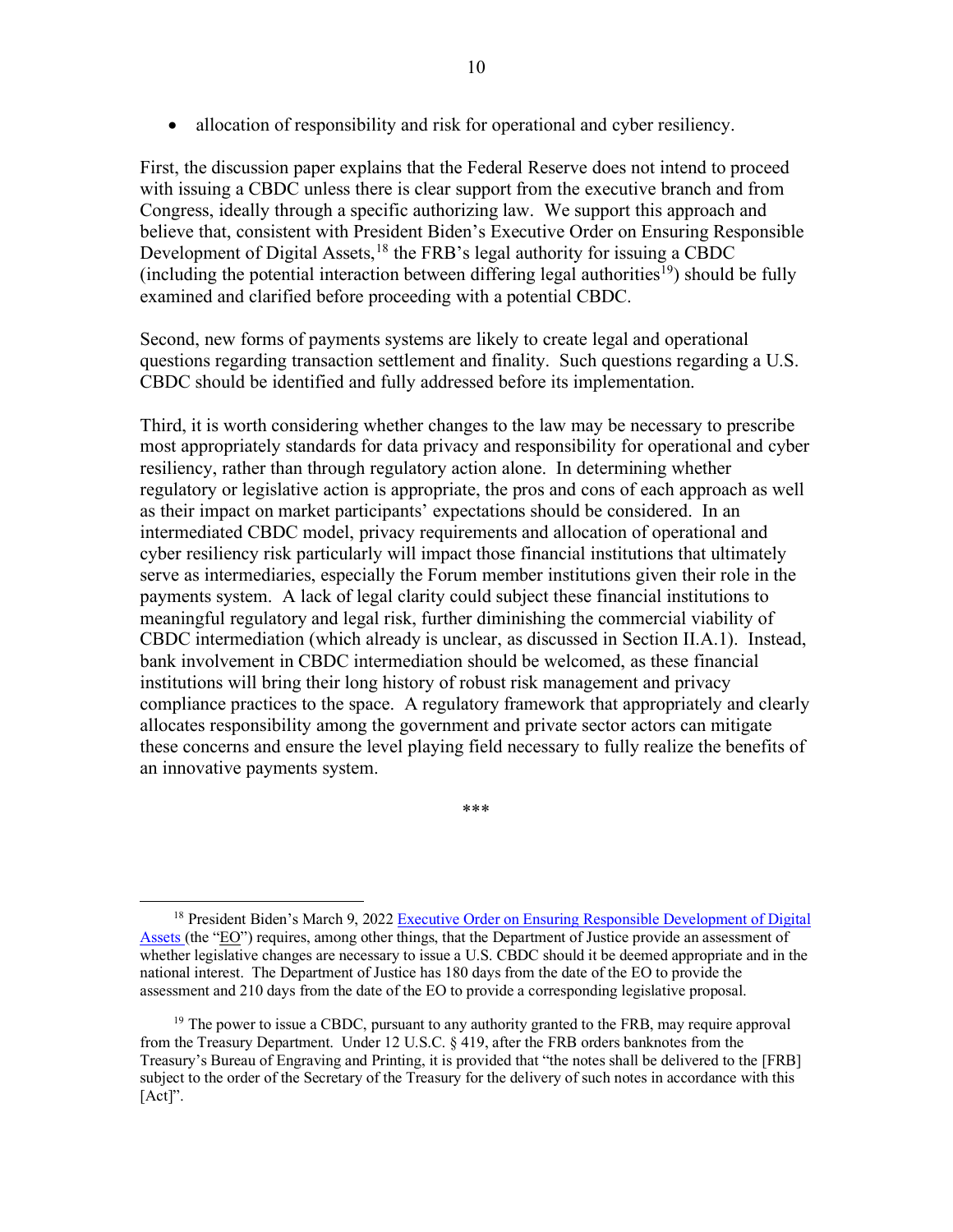- allocation of responsibility and risk for operational and cyber resiliency.

First, the discussion paper explains that the Federal Reserve does not intend to proceed with issuing a CBDC unless there is clear support from the executive branch and from Congress, ideally through a specific authorizing law. We support this approach and believe that, consistent with President Biden's Executive Order on Ensuring Responsible Development of Digital Assets,[18] the FRB's legal authority for issuing a CBDC (including the potential interaction between differing legal authorities[19]) should be fully examined and clarified before proceeding with a potential CBDC.

Second, new forms of payments systems are likely to create legal and operational questions regarding transaction settlement and finality. Such questions regarding a U.S. CBDC should be identified and fully addressed before its implementation.

Third, it is worth considering whether changes to the law may be necessary to prescribe most appropriately standards for data privacy and responsibility for operational and cyber resiliency, rather than through regulatory action alone. In determining whether regulatory or legislative action is appropriate, the pros and cons of each approach as well as their impact on market participants' expectations should be considered. In an intermediated CBDC model, privacy requirements and allocation of operational and cyber resiliency risk particularly will impact those financial institutions that ultimately serve as intermediaries, especially the Forum member institutions given their role in the payments system. A lack of legal clarity could subject these financial institutions to meaningful regulatory and legal risk, further diminishing the commercial viability of CBDC intermediation (which already is unclear, as discussed in Section II.A.1). Instead, bank involvement in CBDC intermediation should be welcomed, as these financial institutions will bring their long history of robust risk management and privacy compliance practices to the space. A regulatory framework that appropriately and clearly allocates responsibility among the government and private sector actors can mitigate these concerns and ensure the level playing field necessary to fully realize the benefits of an innovative payments system.

\*\*\*

[18] President Biden's March 9, 2022 Executive Order on Ensuring Responsible Development of Digital Assets (the "EO") requires, among other things, that the Department of Justice provide an assessment of whether legislative changes are necessary to issue a U.S. CBDC should it be deemed appropriate and in the national interest. The Department of Justice has 180 days from the date of the EO to provide the assessment and 210 days from the date of the EO to provide a corresponding legislative proposal.

[19] The power to issue a CBDC, pursuant to any authority granted to the FRB, may require approval from the Treasury Department. Under 12 U.S.C. § 419, after the FRB orders banknotes from the Treasury's Bureau of Engraving and Printing, it is provided that "the notes shall be delivered to the [FRB] subject to the order of the Secretary of the Treasury for the delivery of such notes in accordance with this [Act]".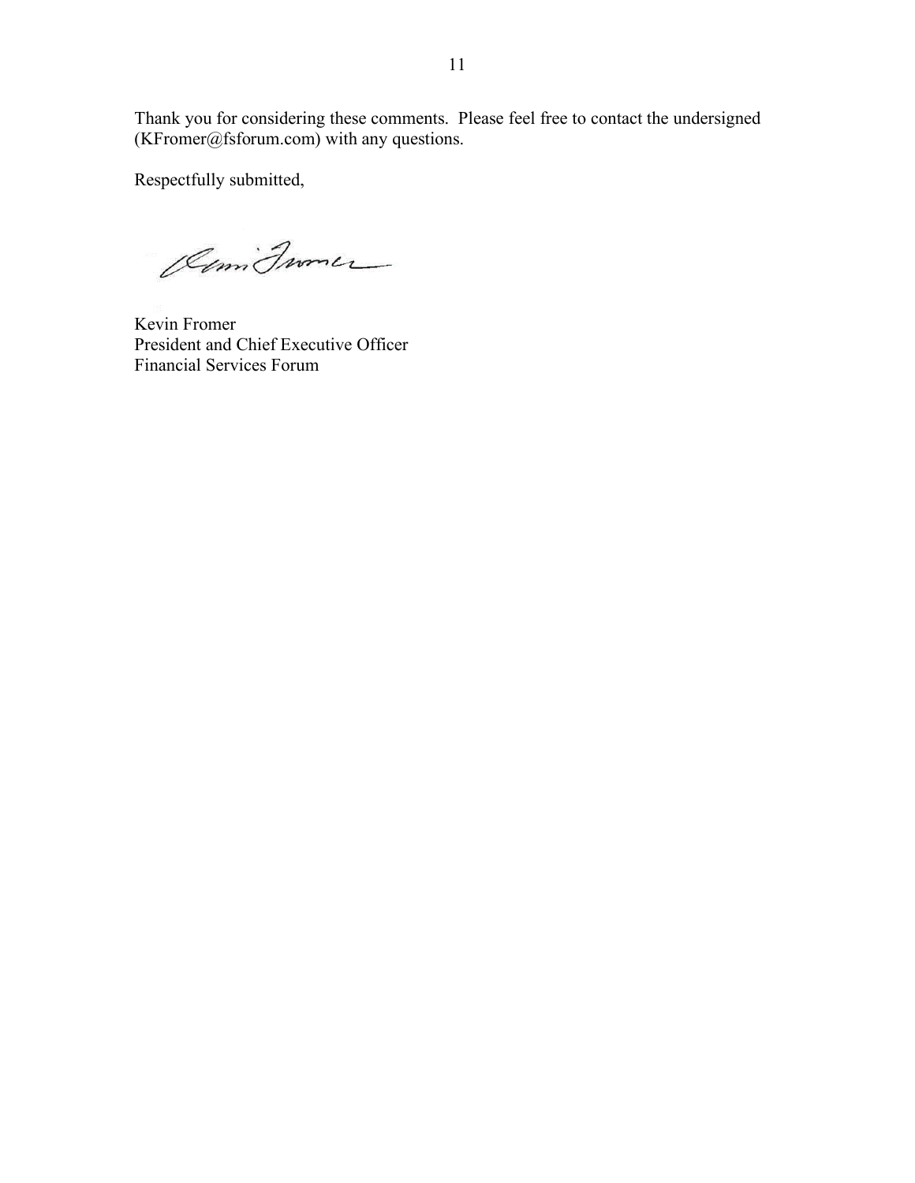Thank you for considering these comments. Please feel free to contact the undersigned (KFromer@fsforum.com) with any questions.

Respectfully submitted,

Kevin Fromer
President and Chief Executive Officer
Financial Services Forum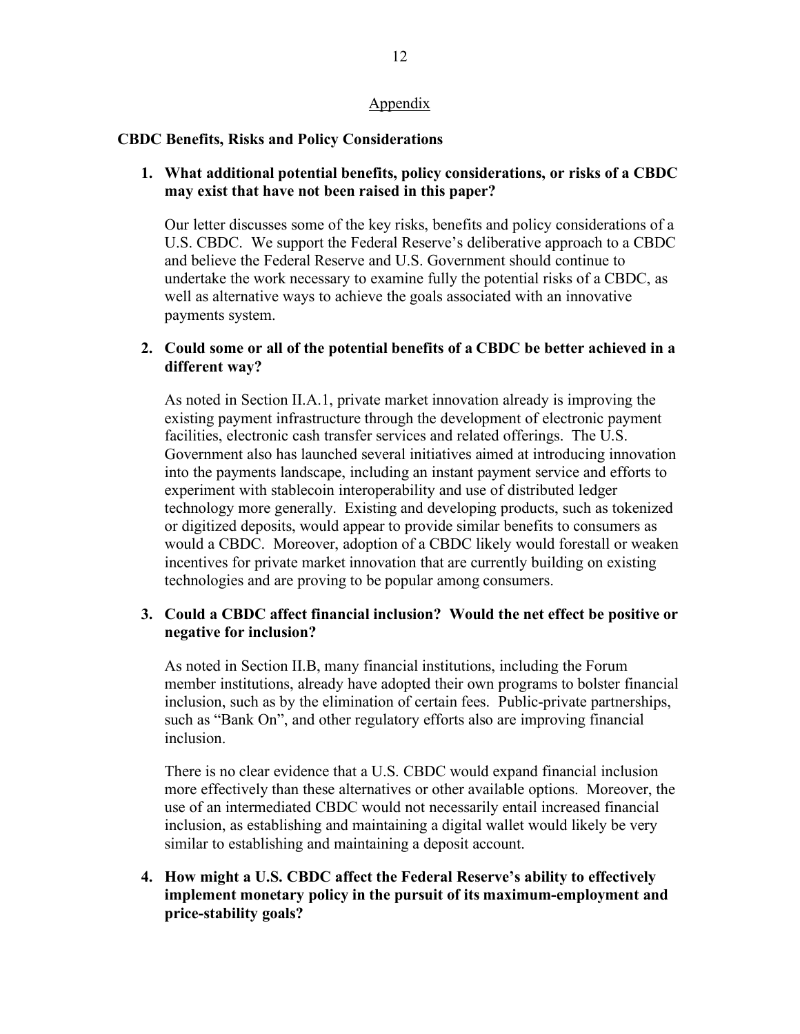## Appendix

### CBDC Benefits, Risks and Policy Considerations

1. **What additional potential benefits, policy considerations, or risks of a CBDC may exist that have not been raised in this paper?**

   Our letter discusses some of the key risks, benefits and policy considerations of a U.S. CBDC. We support the Federal Reserve's deliberative approach to a CBDC and believe the Federal Reserve and U.S. Government should continue to undertake the work necessary to examine fully the potential risks of a CBDC, as well as alternative ways to achieve the goals associated with an innovative payments system.

2. **Could some or all of the potential benefits of a CBDC be better achieved in a different way?**

   As noted in Section II.A.1, private market innovation already is improving the existing payment infrastructure through the development of electronic payment facilities, electronic cash transfer services and related offerings. The U.S. Government also has launched several initiatives aimed at introducing innovation into the payments landscape, including an instant payment service and efforts to experiment with stablecoin interoperability and use of distributed ledger technology more generally. Existing and developing products, such as tokenized or digitized deposits, would appear to provide similar benefits to consumers as would a CBDC. Moreover, adoption of a CBDC likely would forestall or weaken incentives for private market innovation that are currently building on existing technologies and are proving to be popular among consumers.

3. **Could a CBDC affect financial inclusion? Would the net effect be positive or negative for inclusion?**

   As noted in Section II.B, many financial institutions, including the Forum member institutions, already have adopted their own programs to bolster financial inclusion, such as by the elimination of certain fees. Public-private partnerships, such as "Bank On", and other regulatory efforts also are improving financial inclusion.

   There is no clear evidence that a U.S. CBDC would expand financial inclusion more effectively than these alternatives or other available options. Moreover, the use of an intermediated CBDC would not necessarily entail increased financial inclusion, as establishing and maintaining a digital wallet would likely be very similar to establishing and maintaining a deposit account.

4. **How might a U.S. CBDC affect the Federal Reserve's ability to effectively implement monetary policy in the pursuit of its maximum-employment and price-stability goals?**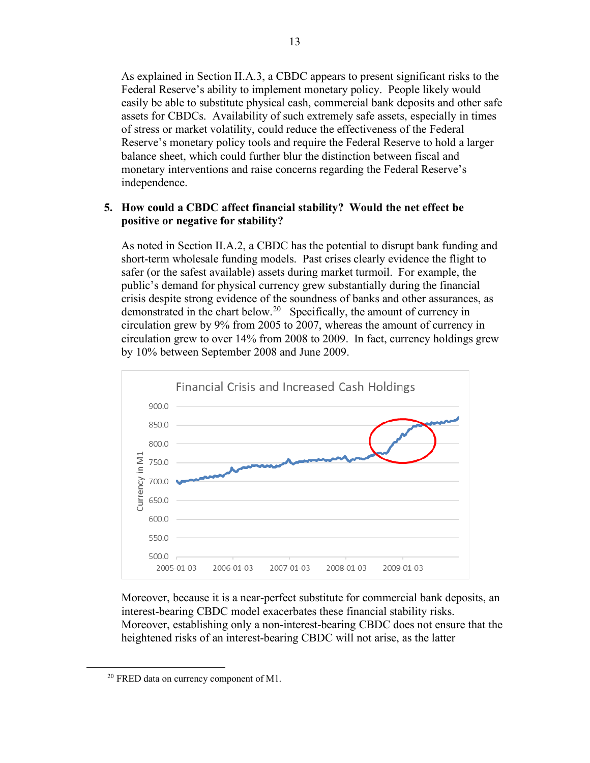As explained in Section II.A.3, a CBDC appears to present significant risks to the Federal Reserve's ability to implement monetary policy. People likely would easily be able to substitute physical cash, commercial bank deposits and other safe assets for CBDCs. Availability of such extremely safe assets, especially in times of stress or market volatility, could reduce the effectiveness of the Federal Reserve's monetary policy tools and require the Federal Reserve to hold a larger balance sheet, which could further blur the distinction between fiscal and monetary interventions and raise concerns regarding the Federal Reserve's independence.

**5. How could a CBDC affect financial stability? Would the net effect be positive or negative for stability?**

As noted in Section II.A.2, a CBDC has the potential to disrupt bank funding and short-term wholesale funding models. Past crises clearly evidence the flight to safer (or the safest available) assets during market turmoil. For example, the public's demand for physical currency grew substantially during the financial crisis despite strong evidence of the soundness of banks and other assurances, as demonstrated in the chart below.[20] Specifically, the amount of currency in circulation grew by 9% from 2005 to 2007, whereas the amount of currency in circulation grew to over 14% from 2008 to 2009. In fact, currency holdings grew by 10% between September 2008 and June 2009.

Financial Crisis and Increased Cash Holdings

Moreover, because it is a near-perfect substitute for commercial bank deposits, an interest-bearing CBDC model exacerbates these financial stability risks. Moreover, establishing only a non-interest-bearing CBDC does not ensure that the heightened risks of an interest-bearing CBDC will not arise, as the latter

[20] FRED data on currency component of M1.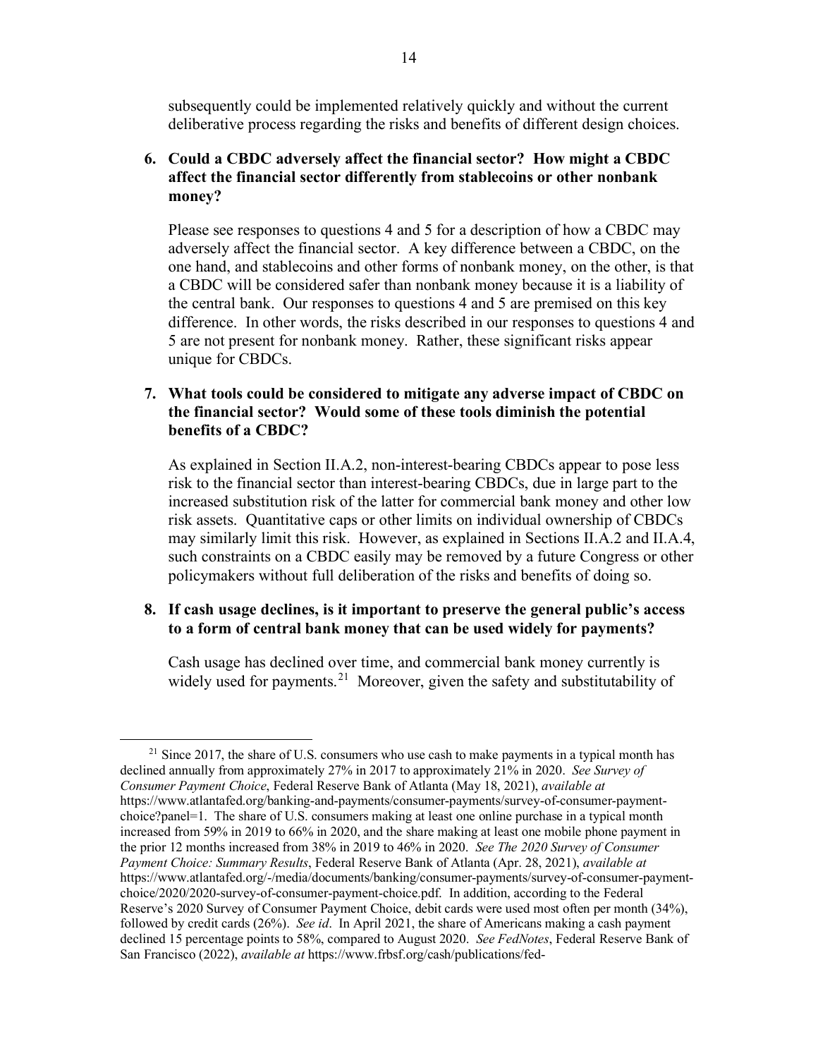subsequently could be implemented relatively quickly and without the current deliberative process regarding the risks and benefits of different design choices.

**6. Could a CBDC adversely affect the financial sector? How might a CBDC affect the financial sector differently from stablecoins or other nonbank money?**

Please see responses to questions 4 and 5 for a description of how a CBDC may adversely affect the financial sector. A key difference between a CBDC, on the one hand, and stablecoins and other forms of nonbank money, on the other, is that a CBDC will be considered safer than nonbank money because it is a liability of the central bank. Our responses to questions 4 and 5 are premised on this key difference. In other words, the risks described in our responses to questions 4 and 5 are not present for nonbank money. Rather, these significant risks appear unique for CBDCs.

**7. What tools could be considered to mitigate any adverse impact of CBDC on the financial sector? Would some of these tools diminish the potential benefits of a CBDC?**

As explained in Section II.A.2, non-interest-bearing CBDCs appear to pose less risk to the financial sector than interest-bearing CBDCs, due in large part to the increased substitution risk of the latter for commercial bank money and other low risk assets. Quantitative caps or other limits on individual ownership of CBDCs may similarly limit this risk. However, as explained in Sections II.A.2 and II.A.4, such constraints on a CBDC easily may be removed by a future Congress or other policymakers without full deliberation of the risks and benefits of doing so.

**8. If cash usage declines, is it important to preserve the general public's access to a form of central bank money that can be used widely for payments?**

Cash usage has declined over time, and commercial bank money currently is widely used for payments.[21] Moreover, given the safety and substitutability of

---

[21] Since 2017, the share of U.S. consumers who use cash to make payments in a typical month has declined annually from approximately 27% in 2017 to approximately 21% in 2020. *See Survey of Consumer Payment Choice*, Federal Reserve Bank of Atlanta (May 18, 2021), *available at* https://www.atlantafed.org/banking-and-payments/consumer-payments/survey-of-consumer-payment-choice?panel=1. The share of U.S. consumers making at least one online purchase in a typical month increased from 59% in 2019 to 66% in 2020, and the share making at least one mobile phone payment in the prior 12 months increased from 38% in 2019 to 46% in 2020. *See The 2020 Survey of Consumer Payment Choice: Summary Results*, Federal Reserve Bank of Atlanta (Apr. 28, 2021), *available at* https://www.atlantafed.org/-/media/documents/banking/consumer-payments/survey-of-consumer-payment-choice/2020/2020-survey-of-consumer-payment-choice.pdf. In addition, according to the Federal Reserve's 2020 Survey of Consumer Payment Choice, debit cards were used most often per month (34%), followed by credit cards (26%). *See id*. In April 2021, the share of Americans making a cash payment declined 15 percentage points to 58%, compared to August 2020. *See FedNotes*, Federal Reserve Bank of San Francisco (2022), *available at* https://www.frbsf.org/cash/publications/fed-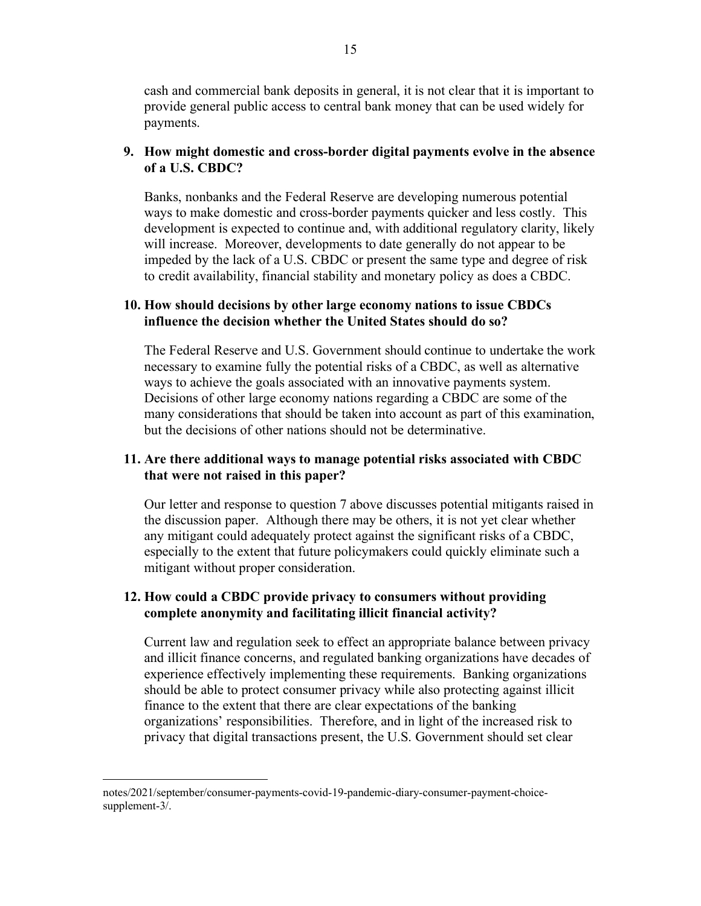cash and commercial bank deposits in general, it is not clear that it is important to provide general public access to central bank money that can be used widely for payments.

**9. How might domestic and cross-border digital payments evolve in the absence of a U.S. CBDC?**

Banks, nonbanks and the Federal Reserve are developing numerous potential ways to make domestic and cross-border payments quicker and less costly. This development is expected to continue and, with additional regulatory clarity, likely will increase. Moreover, developments to date generally do not appear to be impeded by the lack of a U.S. CBDC or present the same type and degree of risk to credit availability, financial stability and monetary policy as does a CBDC.

**10. How should decisions by other large economy nations to issue CBDCs influence the decision whether the United States should do so?**

The Federal Reserve and U.S. Government should continue to undertake the work necessary to examine fully the potential risks of a CBDC, as well as alternative ways to achieve the goals associated with an innovative payments system. Decisions of other large economy nations regarding a CBDC are some of the many considerations that should be taken into account as part of this examination, but the decisions of other nations should not be determinative.

**11. Are there additional ways to manage potential risks associated with CBDC that were not raised in this paper?**

Our letter and response to question 7 above discusses potential mitigants raised in the discussion paper. Although there may be others, it is not yet clear whether any mitigant could adequately protect against the significant risks of a CBDC, especially to the extent that future policymakers could quickly eliminate such a mitigant without proper consideration.

**12. How could a CBDC provide privacy to consumers without providing complete anonymity and facilitating illicit financial activity?**

Current law and regulation seek to effect an appropriate balance between privacy and illicit finance concerns, and regulated banking organizations have decades of experience effectively implementing these requirements. Banking organizations should be able to protect consumer privacy while also protecting against illicit finance to the extent that there are clear expectations of the banking organizations' responsibilities. Therefore, and in light of the increased risk to privacy that digital transactions present, the U.S. Government should set clear

notes/2021/september/consumer-payments-covid-19-pandemic-diary-consumer-payment-choice-supplement-3/.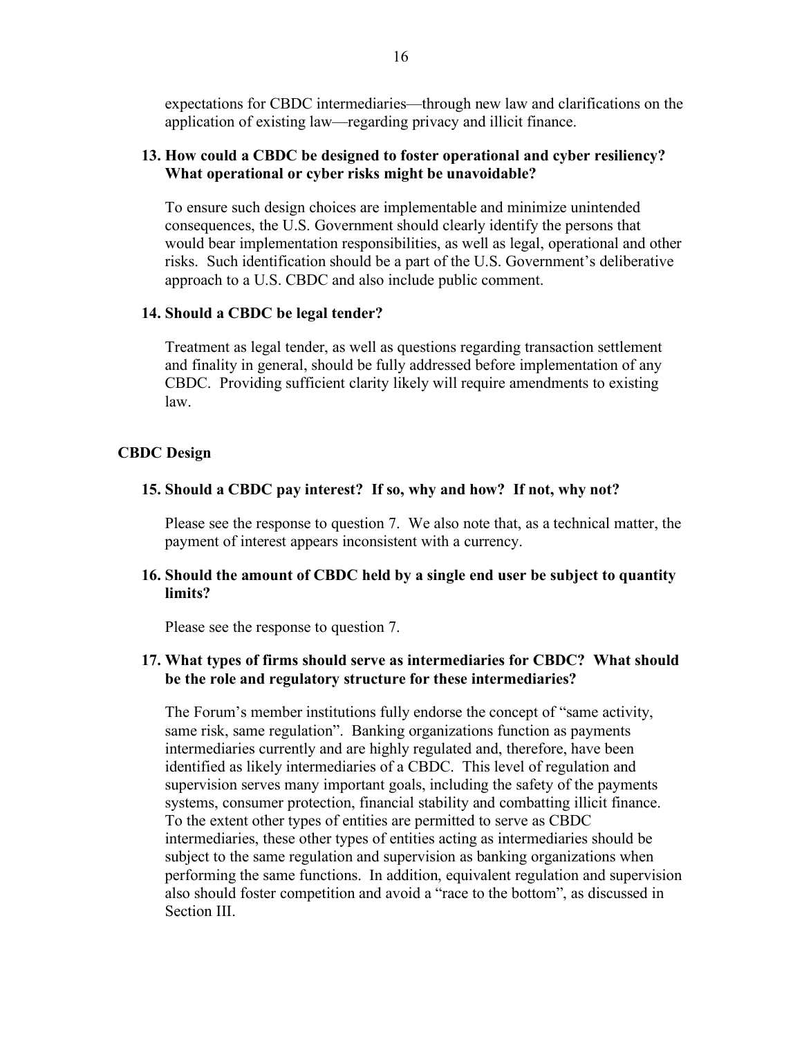expectations for CBDC intermediaries—through new law and clarifications on the application of existing law—regarding privacy and illicit finance.

**13. How could a CBDC be designed to foster operational and cyber resiliency? What operational or cyber risks might be unavoidable?**

To ensure such design choices are implementable and minimize unintended consequences, the U.S. Government should clearly identify the persons that would bear implementation responsibilities, as well as legal, operational and other risks. Such identification should be a part of the U.S. Government's deliberative approach to a U.S. CBDC and also include public comment.

**14. Should a CBDC be legal tender?**

Treatment as legal tender, as well as questions regarding transaction settlement and finality in general, should be fully addressed before implementation of any CBDC. Providing sufficient clarity likely will require amendments to existing law.

## CBDC Design

**15. Should a CBDC pay interest? If so, why and how? If not, why not?**

Please see the response to question 7. We also note that, as a technical matter, the payment of interest appears inconsistent with a currency.

**16. Should the amount of CBDC held by a single end user be subject to quantity limits?**

Please see the response to question 7.

**17. What types of firms should serve as intermediaries for CBDC? What should be the role and regulatory structure for these intermediaries?**

The Forum's member institutions fully endorse the concept of "same activity, same risk, same regulation". Banking organizations function as payments intermediaries currently and are highly regulated and, therefore, have been identified as likely intermediaries of a CBDC. This level of regulation and supervision serves many important goals, including the safety of the payments systems, consumer protection, financial stability and combatting illicit finance. To the extent other types of entities are permitted to serve as CBDC intermediaries, these other types of entities acting as intermediaries should be subject to the same regulation and supervision as banking organizations when performing the same functions. In addition, equivalent regulation and supervision also should foster competition and avoid a "race to the bottom", as discussed in Section III.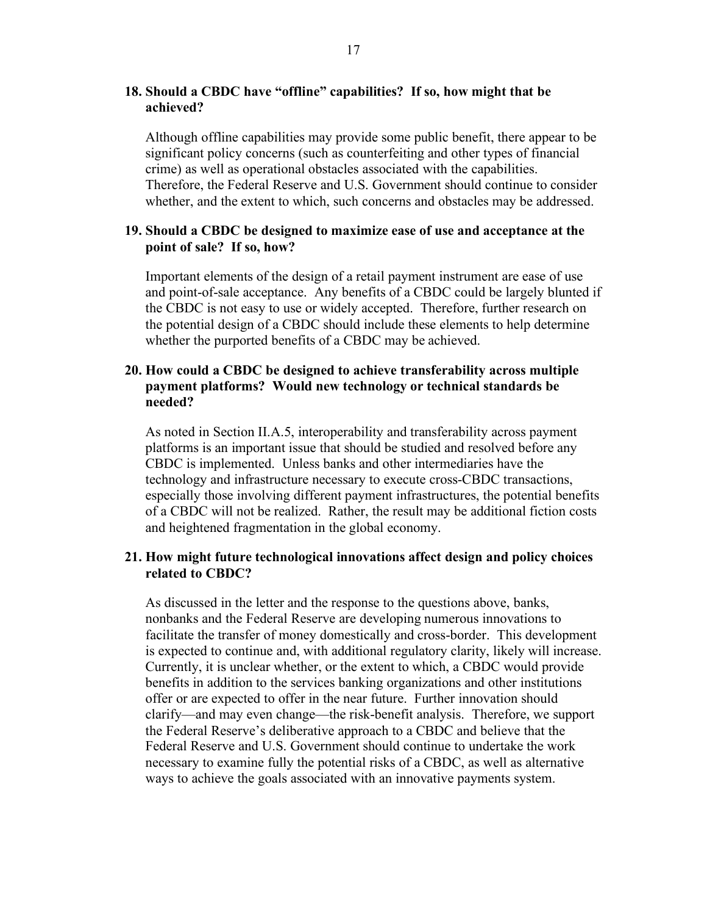**18. Should a CBDC have "offline" capabilities? If so, how might that be achieved?**

Although offline capabilities may provide some public benefit, there appear to be significant policy concerns (such as counterfeiting and other types of financial crime) as well as operational obstacles associated with the capabilities. Therefore, the Federal Reserve and U.S. Government should continue to consider whether, and the extent to which, such concerns and obstacles may be addressed.

**19. Should a CBDC be designed to maximize ease of use and acceptance at the point of sale? If so, how?**

Important elements of the design of a retail payment instrument are ease of use and point-of-sale acceptance. Any benefits of a CBDC could be largely blunted if the CBDC is not easy to use or widely accepted. Therefore, further research on the potential design of a CBDC should include these elements to help determine whether the purported benefits of a CBDC may be achieved.

**20. How could a CBDC be designed to achieve transferability across multiple payment platforms? Would new technology or technical standards be needed?**

As noted in Section II.A.5, interoperability and transferability across payment platforms is an important issue that should be studied and resolved before any CBDC is implemented. Unless banks and other intermediaries have the technology and infrastructure necessary to execute cross-CBDC transactions, especially those involving different payment infrastructures, the potential benefits of a CBDC will not be realized. Rather, the result may be additional fiction costs and heightened fragmentation in the global economy.

**21. How might future technological innovations affect design and policy choices related to CBDC?**

As discussed in the letter and the response to the questions above, banks, nonbanks and the Federal Reserve are developing numerous innovations to facilitate the transfer of money domestically and cross-border. This development is expected to continue and, with additional regulatory clarity, likely will increase. Currently, it is unclear whether, or the extent to which, a CBDC would provide benefits in addition to the services banking organizations and other institutions offer or are expected to offer in the near future. Further innovation should clarify—and may even change—the risk-benefit analysis. Therefore, we support the Federal Reserve's deliberative approach to a CBDC and believe that the Federal Reserve and U.S. Government should continue to undertake the work necessary to examine fully the potential risks of a CBDC, as well as alternative ways to achieve the goals associated with an innovative payments system.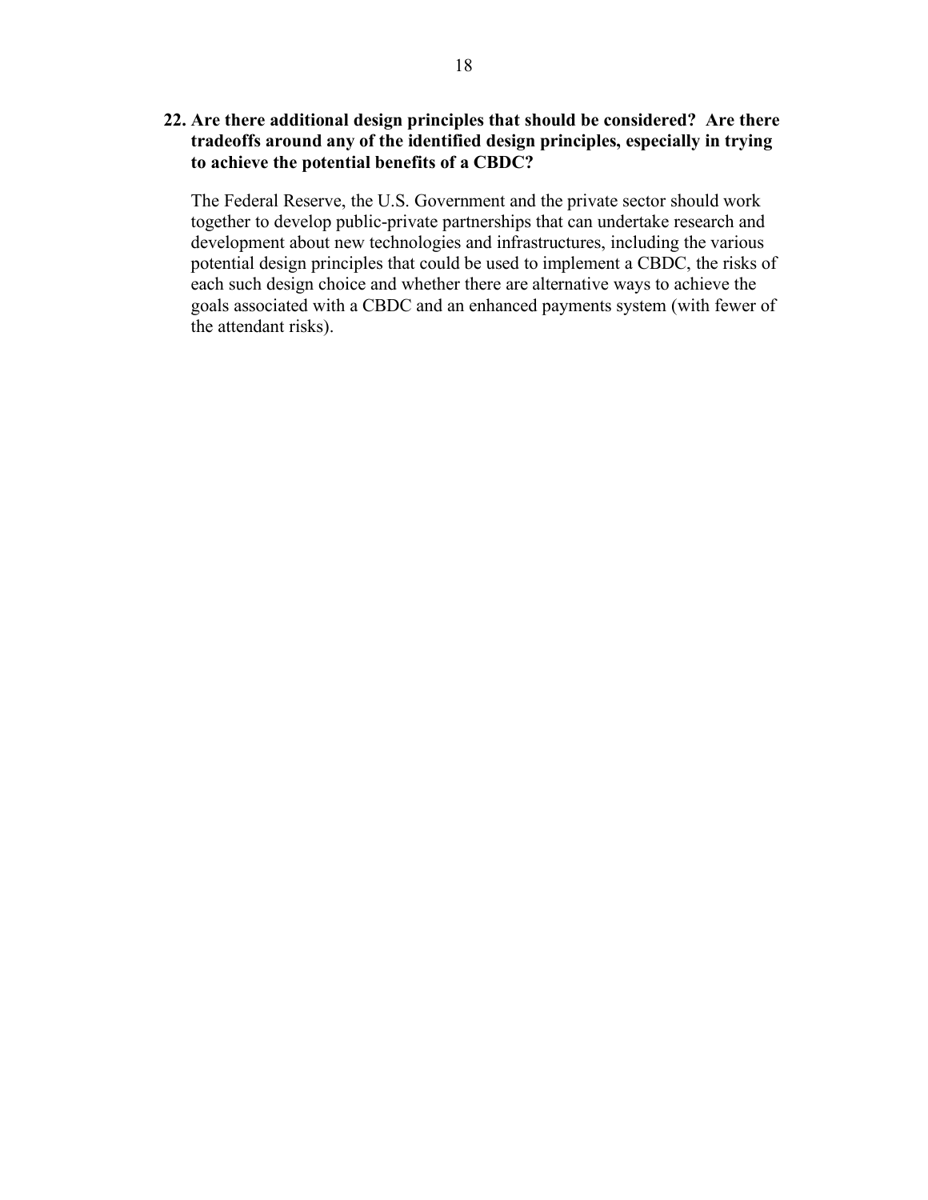**22. Are there additional design principles that should be considered? Are there tradeoffs around any of the identified design principles, especially in trying to achieve the potential benefits of a CBDC?**

The Federal Reserve, the U.S. Government and the private sector should work together to develop public-private partnerships that can undertake research and development about new technologies and infrastructures, including the various potential design principles that could be used to implement a CBDC, the risks of each such design choice and whether there are alternative ways to achieve the goals associated with a CBDC and an enhanced payments system (with fewer of the attendant risks).